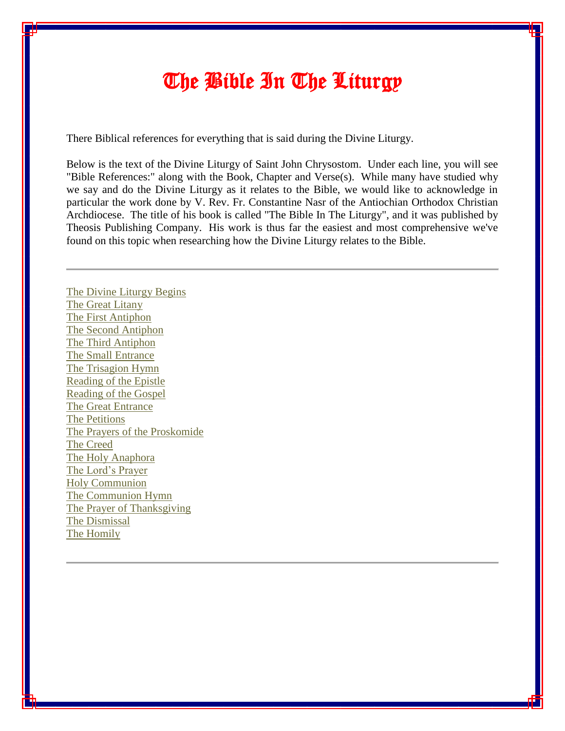# The Bible In The Liturgy

There Biblical references for everything that is said during the Divine Liturgy.

Below is the text of the Divine Liturgy of Saint John Chrysostom. Under each line, you will see "Bible References:" along with the Book, Chapter and Verse(s). While many have studied why we say and do the Divine Liturgy as it relates to the Bible, we would like to acknowledge in particular the work done by V. Rev. Fr. Constantine Nasr of the Antiochian Orthodox Christian Archdiocese. The title of his book is called "The Bible In The Liturgy", and it was published by Theosis Publishing Company. His work is thus far the easiest and most comprehensive we've found on this topic when researching how the Divine Liturgy relates to the Bible.

---

The Divine Liturgy Begins
The Great Litany
The First Antiphon
The Second Antiphon
The Third Antiphon
The Small Entrance
The Trisagion Hymn
Reading of the Epistle
Reading of the Gospel
The Great Entrance
The Petitions
The Prayers of the Proskomide
The Creed
The Holy Anaphora
The Lord's Prayer
Holy Communion
The Communion Hymn
The Prayer of Thanksgiving
The Dismissal
The Homily

---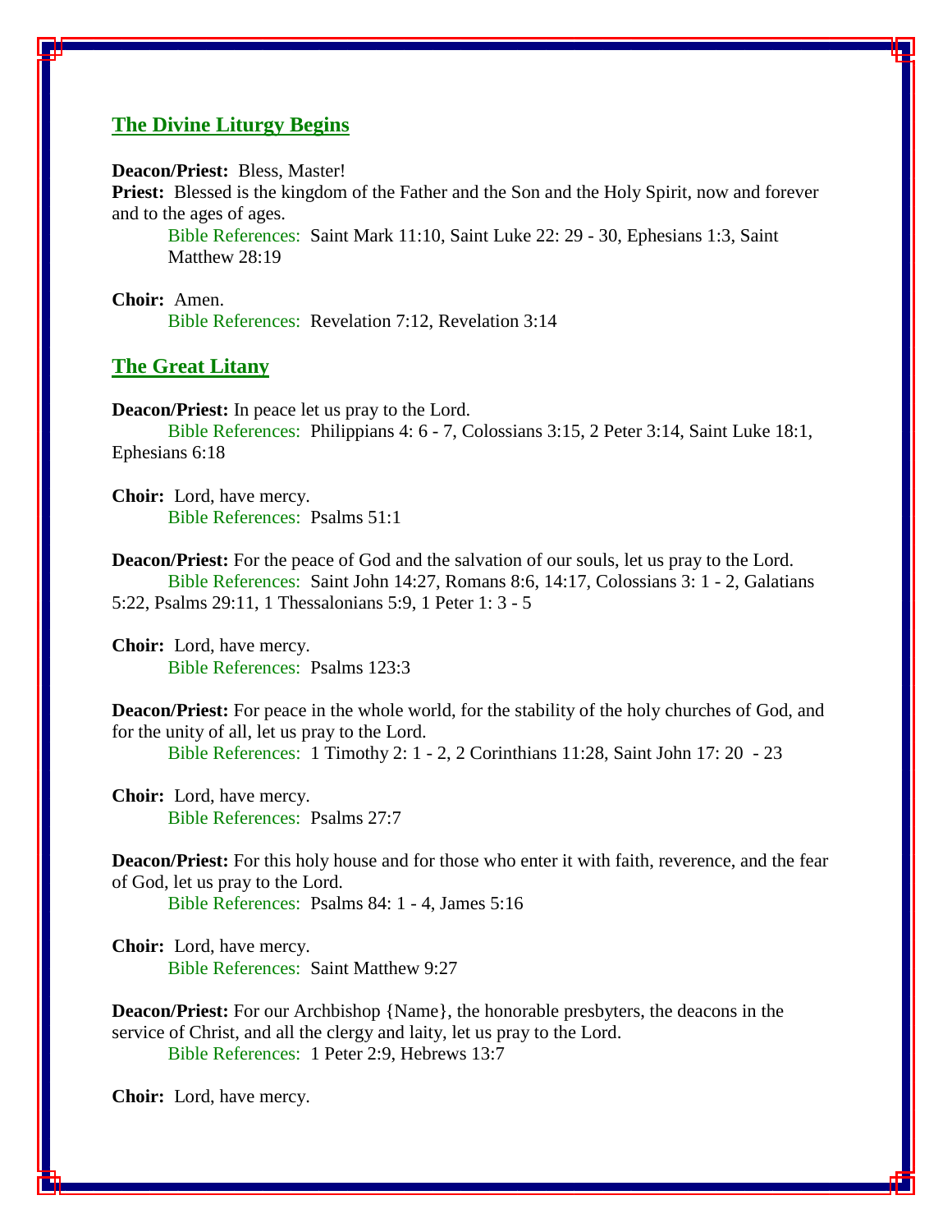## The Divine Liturgy Begins

**Deacon/Priest:** Bless, Master!

**Priest:** Blessed is the kingdom of the Father and the Son and the Holy Spirit, now and forever and to the ages of ages.

Bible References: Saint Mark 11:10, Saint Luke 22: 29 - 30, Ephesians 1:3, Saint Matthew 28:19

**Choir:** Amen.

Bible References: Revelation 7:12, Revelation 3:14

## The Great Litany

**Deacon/Priest:** In peace let us pray to the Lord.

Bible References: Philippians 4: 6 - 7, Colossians 3:15, 2 Peter 3:14, Saint Luke 18:1, Ephesians 6:18

**Choir:** Lord, have mercy.

Bible References: Psalms 51:1

**Deacon/Priest:** For the peace of God and the salvation of our souls, let us pray to the Lord.

Bible References: Saint John 14:27, Romans 8:6, 14:17, Colossians 3: 1 - 2, Galatians 5:22, Psalms 29:11, 1 Thessalonians 5:9, 1 Peter 1: 3 - 5

**Choir:** Lord, have mercy.

Bible References: Psalms 123:3

**Deacon/Priest:** For peace in the whole world, for the stability of the holy churches of God, and for the unity of all, let us pray to the Lord.

Bible References: 1 Timothy 2: 1 - 2, 2 Corinthians 11:28, Saint John 17: 20 - 23

**Choir:** Lord, have mercy.

Bible References: Psalms 27:7

**Deacon/Priest:** For this holy house and for those who enter it with faith, reverence, and the fear of God, let us pray to the Lord.

Bible References: Psalms 84: 1 - 4, James 5:16

**Choir:** Lord, have mercy.

Bible References: Saint Matthew 9:27

**Deacon/Priest:** For our Archbishop {Name}, the honorable presbyters, the deacons in the service of Christ, and all the clergy and laity, let us pray to the Lord.

Bible References: 1 Peter 2:9, Hebrews 13:7

**Choir:** Lord, have mercy.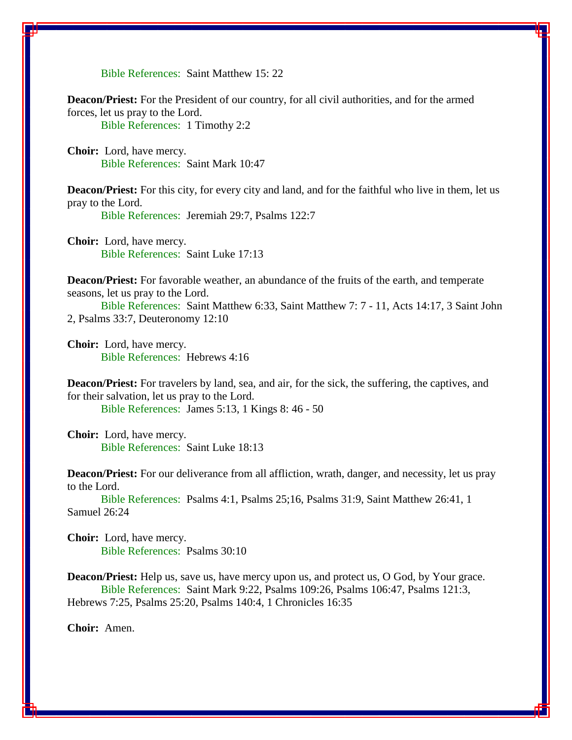Bible References:  Saint Matthew 15: 22

**Deacon/Priest:** For the President of our country, for all civil authorities, and for the armed forces, let us pray to the Lord.
Bible References:  1 Timothy 2:2

**Choir:**  Lord, have mercy.
Bible References:  Saint Mark 10:47

**Deacon/Priest:** For this city, for every city and land, and for the faithful who live in them, let us pray to the Lord.
Bible References:  Jeremiah 29:7, Psalms 122:7

**Choir:**  Lord, have mercy.
Bible References:  Saint Luke 17:13

**Deacon/Priest:** For favorable weather, an abundance of the fruits of the earth, and temperate seasons, let us pray to the Lord.
Bible References:  Saint Matthew 6:33, Saint Matthew 7: 7 - 11, Acts 14:17, 3 Saint John 2, Psalms 33:7, Deuteronomy 12:10

**Choir:**  Lord, have mercy.
Bible References:  Hebrews 4:16

**Deacon/Priest:** For travelers by land, sea, and air, for the sick, the suffering, the captives, and for their salvation, let us pray to the Lord.
Bible References:  James 5:13, 1 Kings 8: 46 - 50

**Choir:**  Lord, have mercy.
Bible References:  Saint Luke 18:13

**Deacon/Priest:** For our deliverance from all affliction, wrath, danger, and necessity, let us pray to the Lord.
Bible References:  Psalms 4:1, Psalms 25;16, Psalms 31:9, Saint Matthew 26:41, 1 Samuel 26:24

**Choir:**  Lord, have mercy.
Bible References:  Psalms 30:10

**Deacon/Priest:** Help us, save us, have mercy upon us, and protect us, O God, by Your grace.
Bible References:  Saint Mark 9:22, Psalms 109:26, Psalms 106:47, Psalms 121:3, Hebrews 7:25, Psalms 25:20, Psalms 140:4, 1 Chronicles 16:35

**Choir:**  Amen.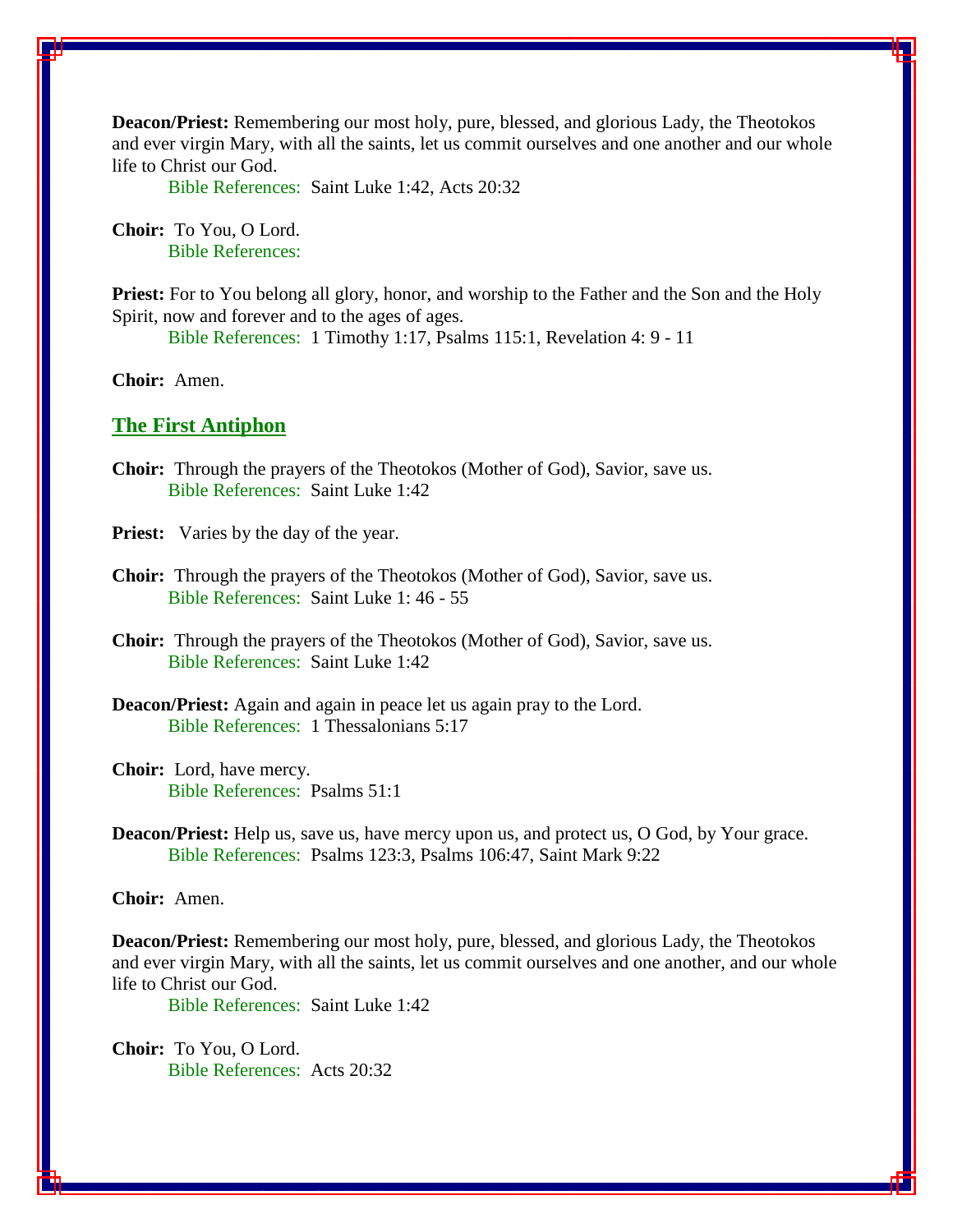**Deacon/Priest:** Remembering our most holy, pure, blessed, and glorious Lady, the Theotokos and ever virgin Mary, with all the saints, let us commit ourselves and one another and our whole life to Christ our God.

Bible References: Saint Luke 1:42, Acts 20:32

**Choir:** To You, O Lord.

Bible References:

**Priest:** For to You belong all glory, honor, and worship to the Father and the Son and the Holy Spirit, now and forever and to the ages of ages.

Bible References: 1 Timothy 1:17, Psalms 115:1, Revelation 4: 9 - 11

**Choir:** Amen.

## The First Antiphon

**Choir:** Through the prayers of the Theotokos (Mother of God), Savior, save us.

Bible References: Saint Luke 1:42

**Priest:** Varies by the day of the year.

**Choir:** Through the prayers of the Theotokos (Mother of God), Savior, save us.

Bible References: Saint Luke 1: 46 - 55

**Choir:** Through the prayers of the Theotokos (Mother of God), Savior, save us.

Bible References: Saint Luke 1:42

**Deacon/Priest:** Again and again in peace let us again pray to the Lord.

Bible References: 1 Thessalonians 5:17

**Choir:** Lord, have mercy.

Bible References: Psalms 51:1

**Deacon/Priest:** Help us, save us, have mercy upon us, and protect us, O God, by Your grace.

Bible References: Psalms 123:3, Psalms 106:47, Saint Mark 9:22

**Choir:** Amen.

**Deacon/Priest:** Remembering our most holy, pure, blessed, and glorious Lady, the Theotokos and ever virgin Mary, with all the saints, let us commit ourselves and one another, and our whole life to Christ our God.

Bible References: Saint Luke 1:42

**Choir:** To You, O Lord.

Bible References: Acts 20:32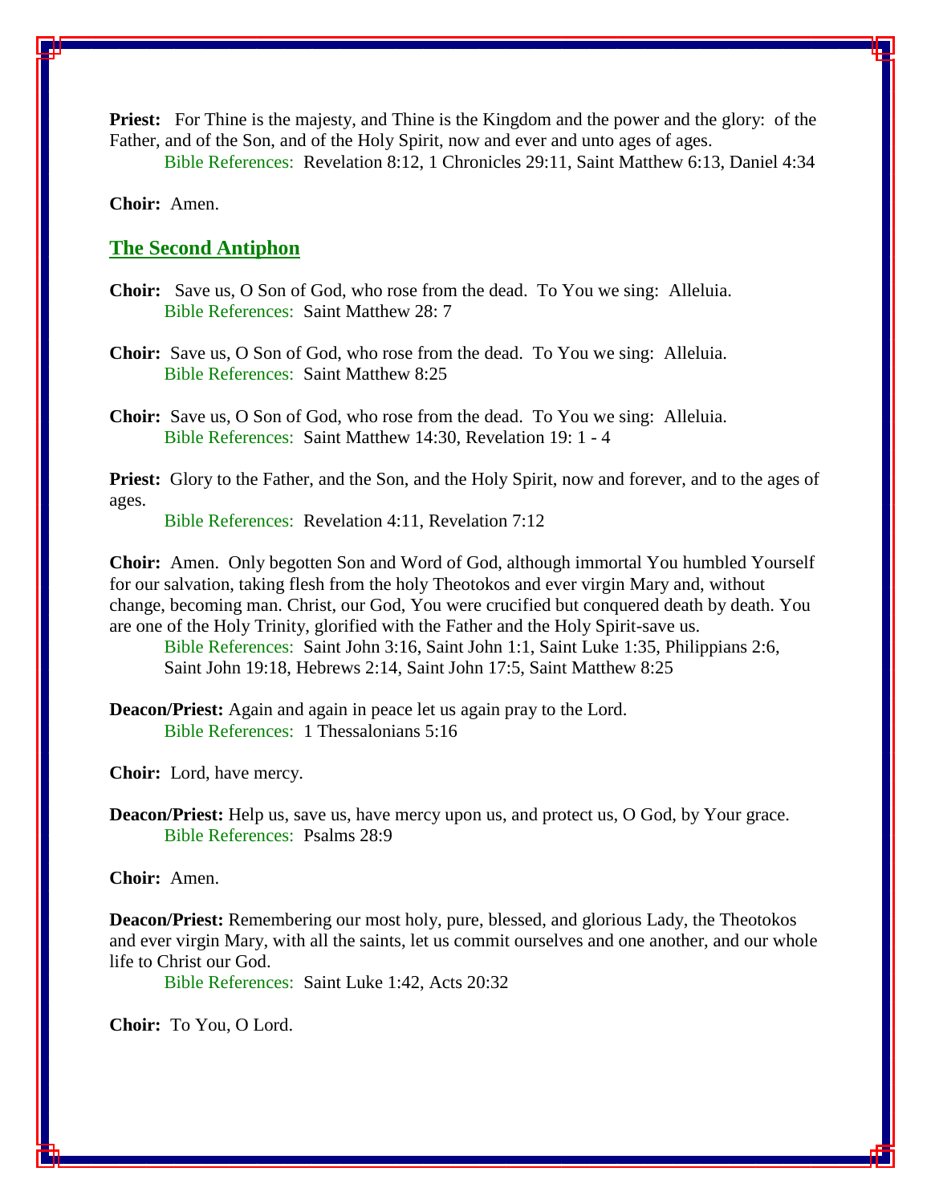**Priest:** For Thine is the majesty, and Thine is the Kingdom and the power and the glory: of the Father, and of the Son, and of the Holy Spirit, now and ever and unto ages of ages.

Bible References: Revelation 8:12, 1 Chronicles 29:11, Saint Matthew 6:13, Daniel 4:34

**Choir:** Amen.

## The Second Antiphon

**Choir:** Save us, O Son of God, who rose from the dead. To You we sing: Alleluia.

Bible References: Saint Matthew 28: 7

**Choir:** Save us, O Son of God, who rose from the dead. To You we sing: Alleluia.

Bible References: Saint Matthew 8:25

**Choir:** Save us, O Son of God, who rose from the dead. To You we sing: Alleluia.

Bible References: Saint Matthew 14:30, Revelation 19: 1 - 4

**Priest:** Glory to the Father, and the Son, and the Holy Spirit, now and forever, and to the ages of ages.

Bible References: Revelation 4:11, Revelation 7:12

**Choir:** Amen. Only begotten Son and Word of God, although immortal You humbled Yourself for our salvation, taking flesh from the holy Theotokos and ever virgin Mary and, without change, becoming man. Christ, our God, You were crucified but conquered death by death. You are one of the Holy Trinity, glorified with the Father and the Holy Spirit-save us.

Bible References: Saint John 3:16, Saint John 1:1, Saint Luke 1:35, Philippians 2:6, Saint John 19:18, Hebrews 2:14, Saint John 17:5, Saint Matthew 8:25

**Deacon/Priest:** Again and again in peace let us again pray to the Lord.

Bible References: 1 Thessalonians 5:16

**Choir:** Lord, have mercy.

**Deacon/Priest:** Help us, save us, have mercy upon us, and protect us, O God, by Your grace.

Bible References: Psalms 28:9

**Choir:** Amen.

**Deacon/Priest:** Remembering our most holy, pure, blessed, and glorious Lady, the Theotokos and ever virgin Mary, with all the saints, let us commit ourselves and one another, and our whole life to Christ our God.

Bible References: Saint Luke 1:42, Acts 20:32

**Choir:** To You, O Lord.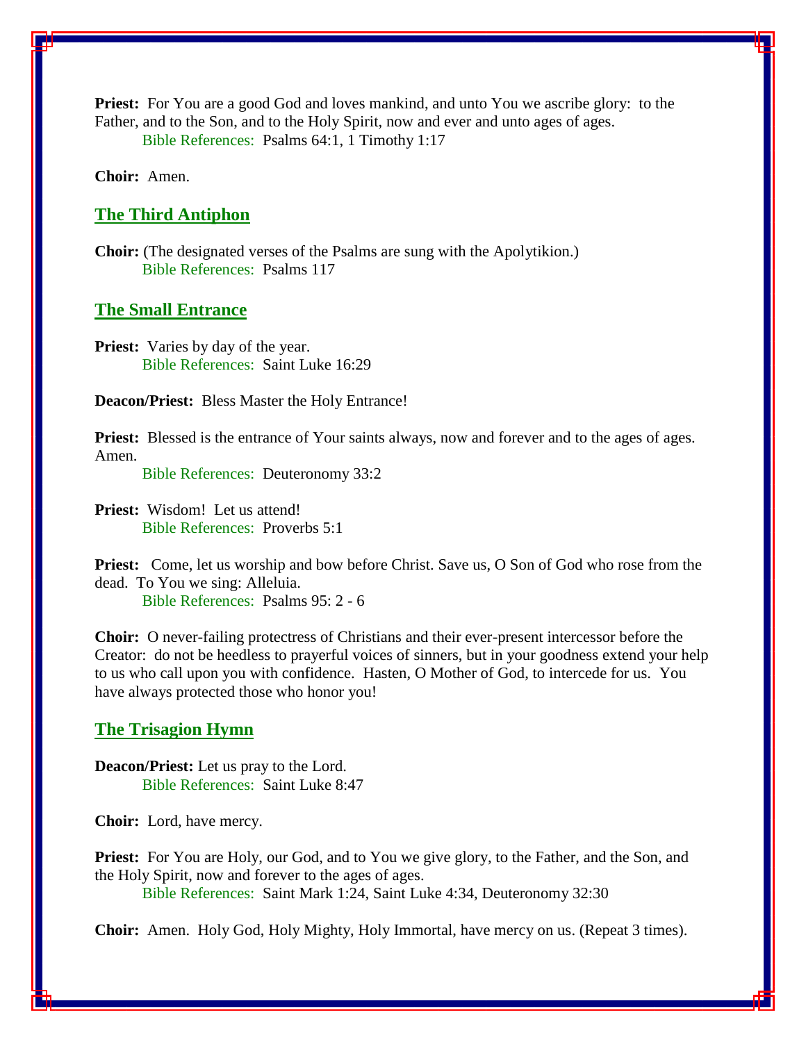**Priest:** For You are a good God and loves mankind, and unto You we ascribe glory: to the Father, and to the Son, and to the Holy Spirit, now and ever and unto ages of ages.

Bible References: Psalms 64:1, 1 Timothy 1:17

**Choir:** Amen.

## The Third Antiphon

**Choir:** (The designated verses of the Psalms are sung with the Apolytikion.)

Bible References: Psalms 117

## The Small Entrance

**Priest:** Varies by day of the year.

Bible References: Saint Luke 16:29

**Deacon/Priest:** Bless Master the Holy Entrance!

**Priest:** Blessed is the entrance of Your saints always, now and forever and to the ages of ages. Amen.

Bible References: Deuteronomy 33:2

**Priest:** Wisdom! Let us attend!

Bible References: Proverbs 5:1

**Priest:** Come, let us worship and bow before Christ. Save us, O Son of God who rose from the dead. To You we sing: Alleluia.

Bible References: Psalms 95: 2 - 6

**Choir:** O never-failing protectress of Christians and their ever-present intercessor before the Creator: do not be heedless to prayerful voices of sinners, but in your goodness extend your help to us who call upon you with confidence. Hasten, O Mother of God, to intercede for us. You have always protected those who honor you!

## The Trisagion Hymn

**Deacon/Priest:** Let us pray to the Lord.

Bible References: Saint Luke 8:47

**Choir:** Lord, have mercy.

**Priest:** For You are Holy, our God, and to You we give glory, to the Father, and the Son, and the Holy Spirit, now and forever to the ages of ages.

Bible References: Saint Mark 1:24, Saint Luke 4:34, Deuteronomy 32:30

**Choir:** Amen. Holy God, Holy Mighty, Holy Immortal, have mercy on us. (Repeat 3 times).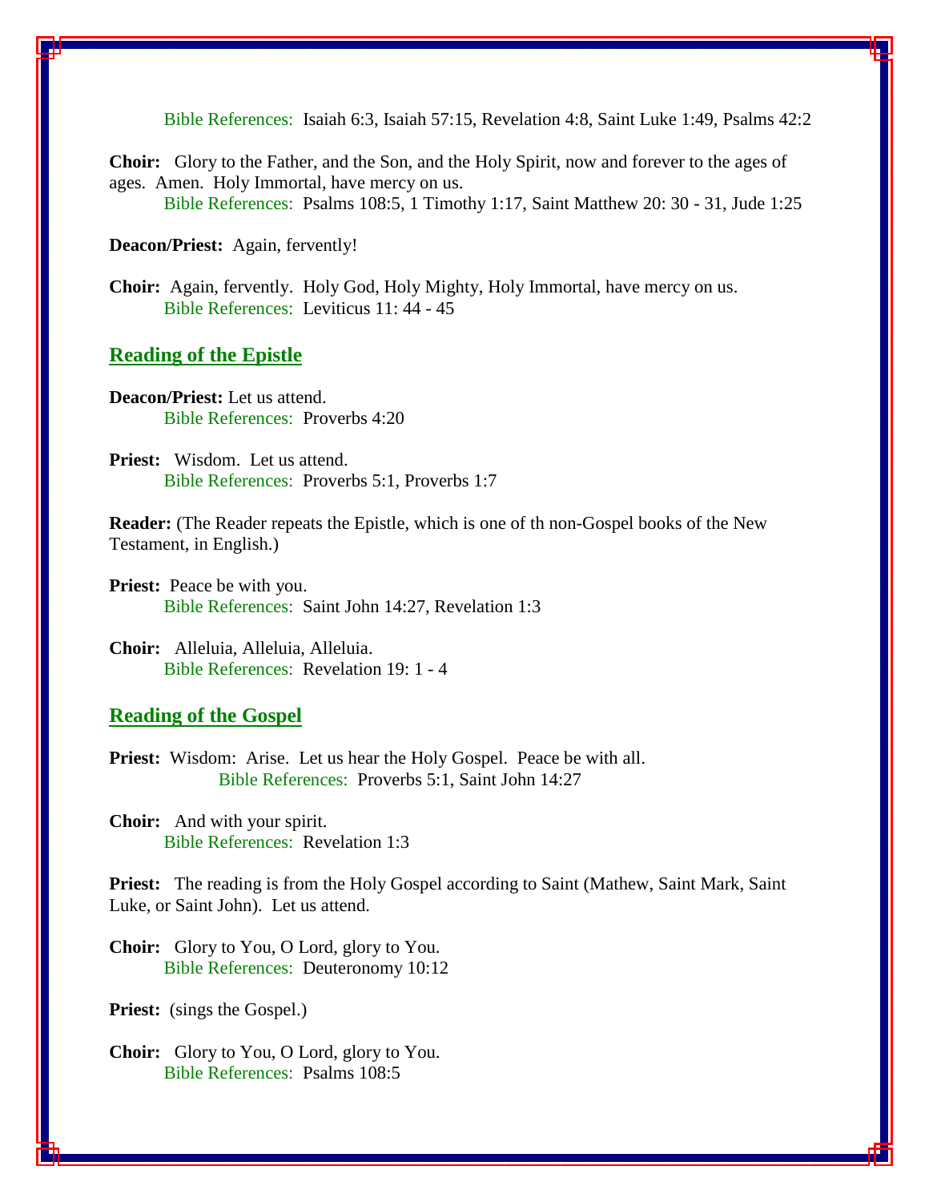Bible References: Isaiah 6:3, Isaiah 57:15, Revelation 4:8, Saint Luke 1:49, Psalms 42:2

**Choir:** Glory to the Father, and the Son, and the Holy Spirit, now and forever to the ages of ages. Amen. Holy Immortal, have mercy on us.
Bible References: Psalms 108:5, 1 Timothy 1:17, Saint Matthew 20: 30 - 31, Jude 1:25

**Deacon/Priest:** Again, fervently!

**Choir:** Again, fervently. Holy God, Holy Mighty, Holy Immortal, have mercy on us.
Bible References: Leviticus 11: 44 - 45

## Reading of the Epistle

**Deacon/Priest:** Let us attend.
Bible References: Proverbs 4:20

**Priest:** Wisdom. Let us attend.
Bible References: Proverbs 5:1, Proverbs 1:7

**Reader:** (The Reader repeats the Epistle, which is one of th non-Gospel books of the New Testament, in English.)

**Priest:** Peace be with you.
Bible References: Saint John 14:27, Revelation 1:3

**Choir:** Alleluia, Alleluia, Alleluia.
Bible References: Revelation 19: 1 - 4

## Reading of the Gospel

**Priest:** Wisdom: Arise. Let us hear the Holy Gospel. Peace be with all.
Bible References: Proverbs 5:1, Saint John 14:27

**Choir:** And with your spirit.
Bible References: Revelation 1:3

**Priest:** The reading is from the Holy Gospel according to Saint (Mathew, Saint Mark, Saint Luke, or Saint John). Let us attend.

**Choir:** Glory to You, O Lord, glory to You.
Bible References: Deuteronomy 10:12

**Priest:** (sings the Gospel.)

**Choir:** Glory to You, O Lord, glory to You.
Bible References: Psalms 108:5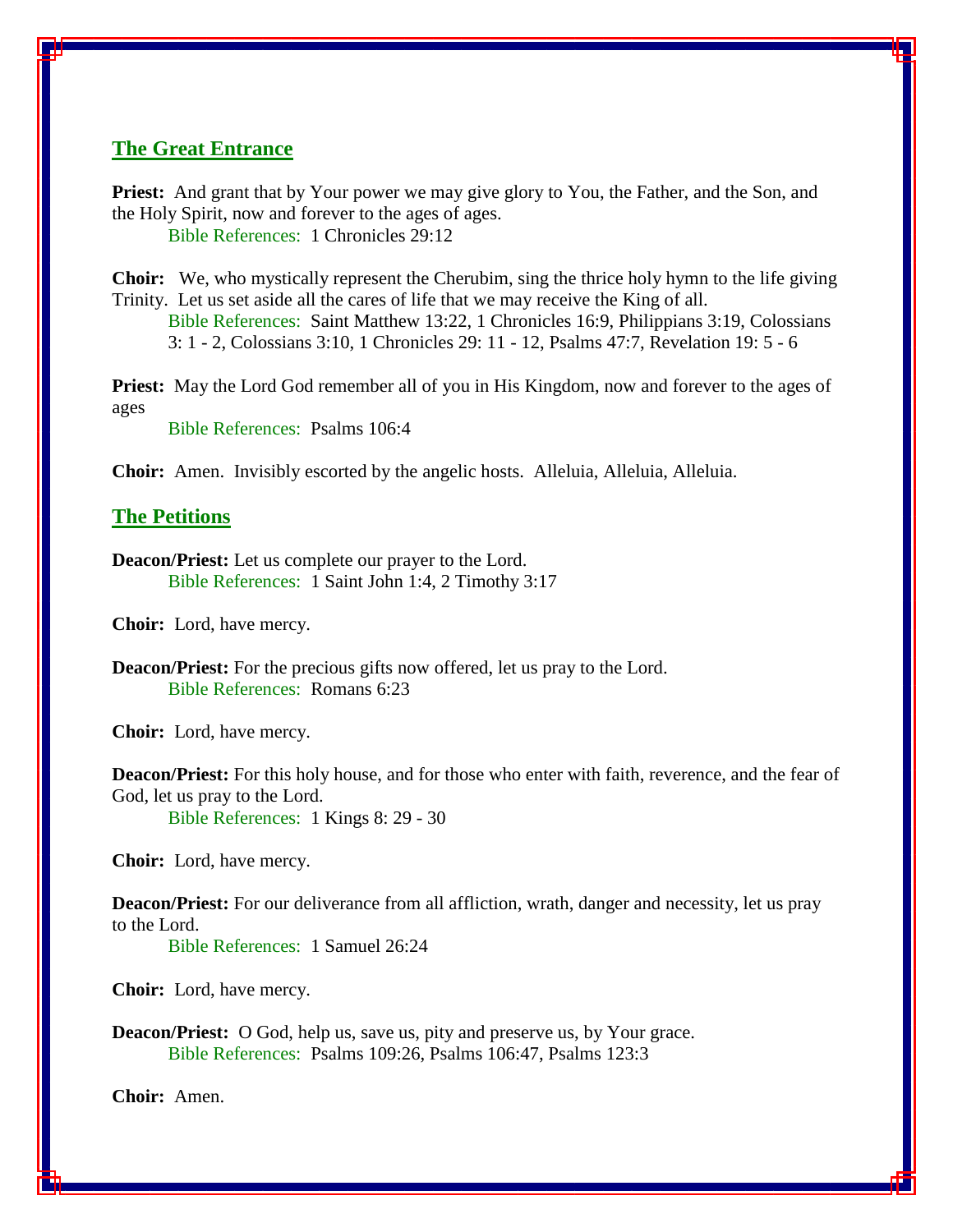## The Great Entrance

**Priest:** And grant that by Your power we may give glory to You, the Father, and the Son, and the Holy Spirit, now and forever to the ages of ages.

Bible References: 1 Chronicles 29:12

**Choir:** We, who mystically represent the Cherubim, sing the thrice holy hymn to the life giving Trinity. Let us set aside all the cares of life that we may receive the King of all.

Bible References: Saint Matthew 13:22, 1 Chronicles 16:9, Philippians 3:19, Colossians 3: 1 - 2, Colossians 3:10, 1 Chronicles 29: 11 - 12, Psalms 47:7, Revelation 19: 5 - 6

**Priest:** May the Lord God remember all of you in His Kingdom, now and forever to the ages of ages

Bible References: Psalms 106:4

**Choir:** Amen. Invisibly escorted by the angelic hosts. Alleluia, Alleluia, Alleluia.

## The Petitions

**Deacon/Priest:** Let us complete our prayer to the Lord.

Bible References: 1 Saint John 1:4, 2 Timothy 3:17

**Choir:** Lord, have mercy.

**Deacon/Priest:** For the precious gifts now offered, let us pray to the Lord.

Bible References: Romans 6:23

**Choir:** Lord, have mercy.

**Deacon/Priest:** For this holy house, and for those who enter with faith, reverence, and the fear of God, let us pray to the Lord.

Bible References: 1 Kings 8: 29 - 30

**Choir:** Lord, have mercy.

**Deacon/Priest:** For our deliverance from all affliction, wrath, danger and necessity, let us pray to the Lord.

Bible References: 1 Samuel 26:24

**Choir:** Lord, have mercy.

**Deacon/Priest:** O God, help us, save us, pity and preserve us, by Your grace.

Bible References: Psalms 109:26, Psalms 106:47, Psalms 123:3

**Choir:** Amen.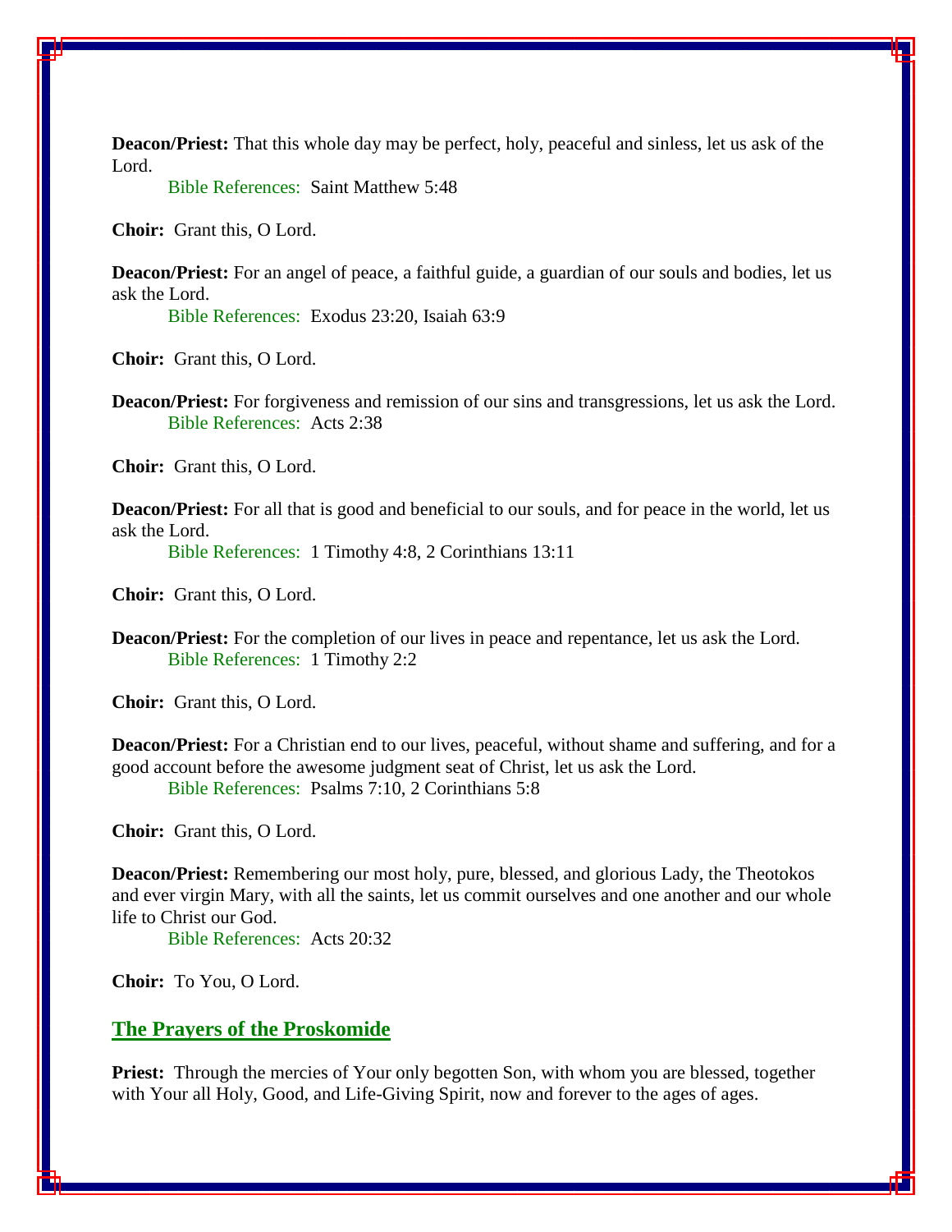**Deacon/Priest:** That this whole day may be perfect, holy, peaceful and sinless, let us ask of the Lord.

Bible References: Saint Matthew 5:48

**Choir:** Grant this, O Lord.

**Deacon/Priest:** For an angel of peace, a faithful guide, a guardian of our souls and bodies, let us ask the Lord.

Bible References: Exodus 23:20, Isaiah 63:9

**Choir:** Grant this, O Lord.

**Deacon/Priest:** For forgiveness and remission of our sins and transgressions, let us ask the Lord.

Bible References: Acts 2:38

**Choir:** Grant this, O Lord.

**Deacon/Priest:** For all that is good and beneficial to our souls, and for peace in the world, let us ask the Lord.

Bible References: 1 Timothy 4:8, 2 Corinthians 13:11

**Choir:** Grant this, O Lord.

**Deacon/Priest:** For the completion of our lives in peace and repentance, let us ask the Lord.

Bible References: 1 Timothy 2:2

**Choir:** Grant this, O Lord.

**Deacon/Priest:** For a Christian end to our lives, peaceful, without shame and suffering, and for a good account before the awesome judgment seat of Christ, let us ask the Lord.

Bible References: Psalms 7:10, 2 Corinthians 5:8

**Choir:** Grant this, O Lord.

**Deacon/Priest:** Remembering our most holy, pure, blessed, and glorious Lady, the Theotokos and ever virgin Mary, with all the saints, let us commit ourselves and one another and our whole life to Christ our God.

Bible References: Acts 20:32

**Choir:** To You, O Lord.

## The Prayers of the Proskomide

**Priest:** Through the mercies of Your only begotten Son, with whom you are blessed, together with Your all Holy, Good, and Life-Giving Spirit, now and forever to the ages of ages.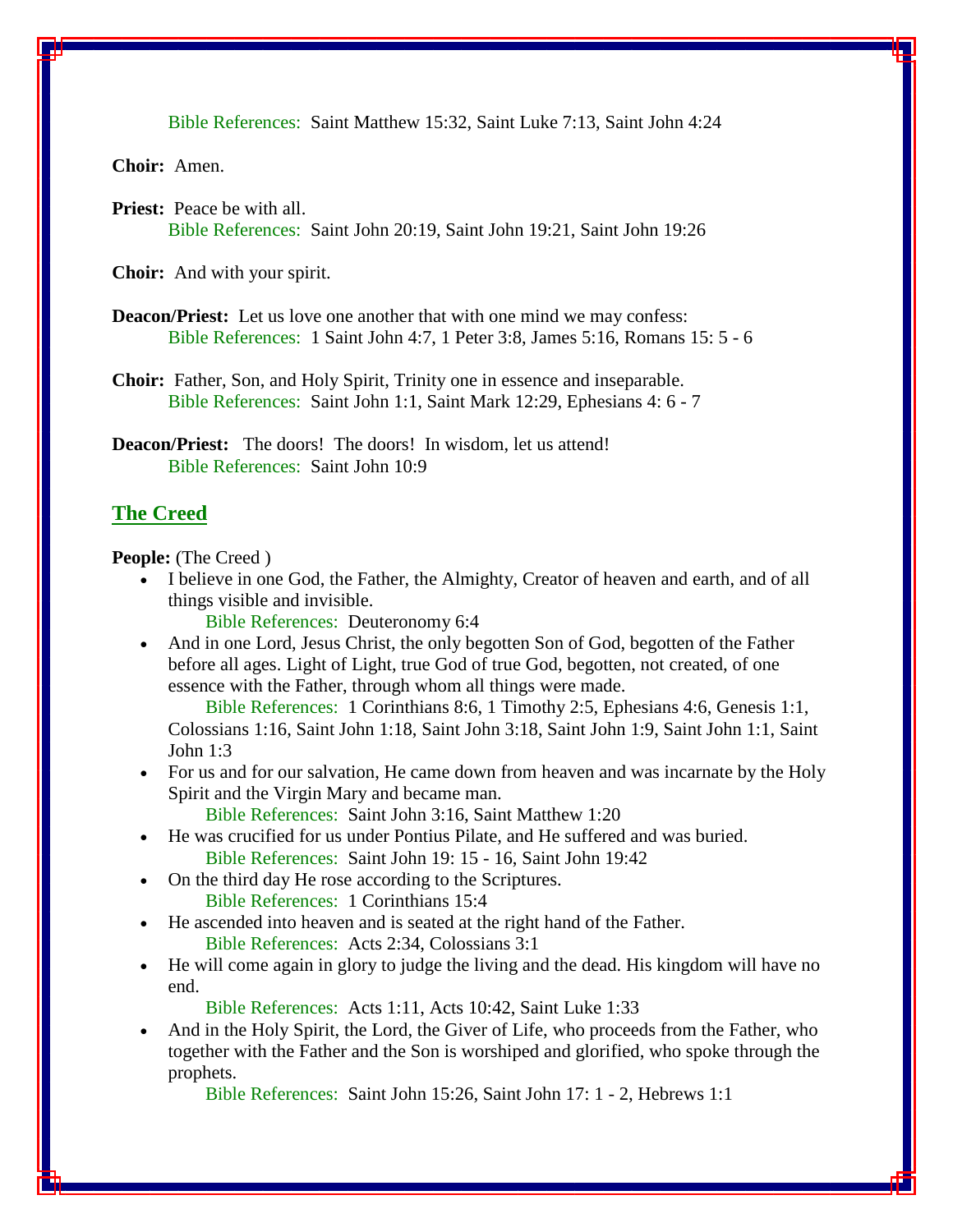Bible References: Saint Matthew 15:32, Saint Luke 7:13, Saint John 4:24

**Choir:** Amen.

**Priest:** Peace be with all.
Bible References: Saint John 20:19, Saint John 19:21, Saint John 19:26

**Choir:** And with your spirit.

**Deacon/Priest:** Let us love one another that with one mind we may confess:
Bible References: 1 Saint John 4:7, 1 Peter 3:8, James 5:16, Romans 15: 5 - 6

**Choir:** Father, Son, and Holy Spirit, Trinity one in essence and inseparable.
Bible References: Saint John 1:1, Saint Mark 12:29, Ephesians 4: 6 - 7

**Deacon/Priest:** The doors! The doors! In wisdom, let us attend!
Bible References: Saint John 10:9

## The Creed

**People:** (The Creed )

- I believe in one God, the Father, the Almighty, Creator of heaven and earth, and of all things visible and invisible.
  Bible References: Deuteronomy 6:4
- And in one Lord, Jesus Christ, the only begotten Son of God, begotten of the Father before all ages. Light of Light, true God of true God, begotten, not created, of one essence with the Father, through whom all things were made.
  Bible References: 1 Corinthians 8:6, 1 Timothy 2:5, Ephesians 4:6, Genesis 1:1, Colossians 1:16, Saint John 1:18, Saint John 3:18, Saint John 1:9, Saint John 1:1, Saint John 1:3
- For us and for our salvation, He came down from heaven and was incarnate by the Holy Spirit and the Virgin Mary and became man.
  Bible References: Saint John 3:16, Saint Matthew 1:20
- He was crucified for us under Pontius Pilate, and He suffered and was buried.
  Bible References: Saint John 19: 15 - 16, Saint John 19:42
- On the third day He rose according to the Scriptures.
  Bible References: 1 Corinthians 15:4
- He ascended into heaven and is seated at the right hand of the Father.
  Bible References: Acts 2:34, Colossians 3:1
- He will come again in glory to judge the living and the dead. His kingdom will have no end.
  Bible References: Acts 1:11, Acts 10:42, Saint Luke 1:33
- And in the Holy Spirit, the Lord, the Giver of Life, who proceeds from the Father, who together with the Father and the Son is worshiped and glorified, who spoke through the prophets.
  Bible References: Saint John 15:26, Saint John 17: 1 - 2, Hebrews 1:1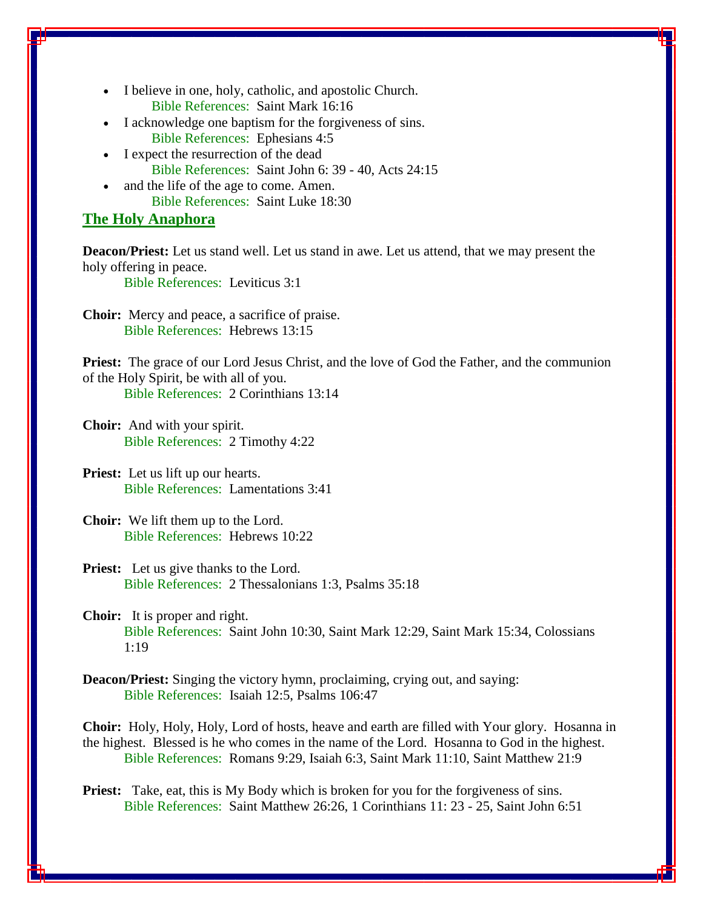- I believe in one, holy, catholic, and apostolic Church.
  Bible References: Saint Mark 16:16
- I acknowledge one baptism for the forgiveness of sins.
  Bible References: Ephesians 4:5
- I expect the resurrection of the dead
  Bible References: Saint John 6: 39 - 40, Acts 24:15
- and the life of the age to come. Amen.
  Bible References: Saint Luke 18:30

## The Holy Anaphora

**Deacon/Priest:** Let us stand well. Let us stand in awe. Let us attend, that we may present the holy offering in peace.
Bible References: Leviticus 3:1

**Choir:** Mercy and peace, a sacrifice of praise.
Bible References: Hebrews 13:15

**Priest:** The grace of our Lord Jesus Christ, and the love of God the Father, and the communion of the Holy Spirit, be with all of you.
Bible References: 2 Corinthians 13:14

**Choir:** And with your spirit.
Bible References: 2 Timothy 4:22

**Priest:** Let us lift up our hearts.
Bible References: Lamentations 3:41

**Choir:** We lift them up to the Lord.
Bible References: Hebrews 10:22

**Priest:** Let us give thanks to the Lord.
Bible References: 2 Thessalonians 1:3, Psalms 35:18

**Choir:** It is proper and right.
Bible References: Saint John 10:30, Saint Mark 12:29, Saint Mark 15:34, Colossians 1:19

**Deacon/Priest:** Singing the victory hymn, proclaiming, crying out, and saying:
Bible References: Isaiah 12:5, Psalms 106:47

**Choir:** Holy, Holy, Holy, Lord of hosts, heave and earth are filled with Your glory. Hosanna in the highest. Blessed is he who comes in the name of the Lord. Hosanna to God in the highest.
Bible References: Romans 9:29, Isaiah 6:3, Saint Mark 11:10, Saint Matthew 21:9

**Priest:** Take, eat, this is My Body which is broken for you for the forgiveness of sins.
Bible References: Saint Matthew 26:26, 1 Corinthians 11: 23 - 25, Saint John 6:51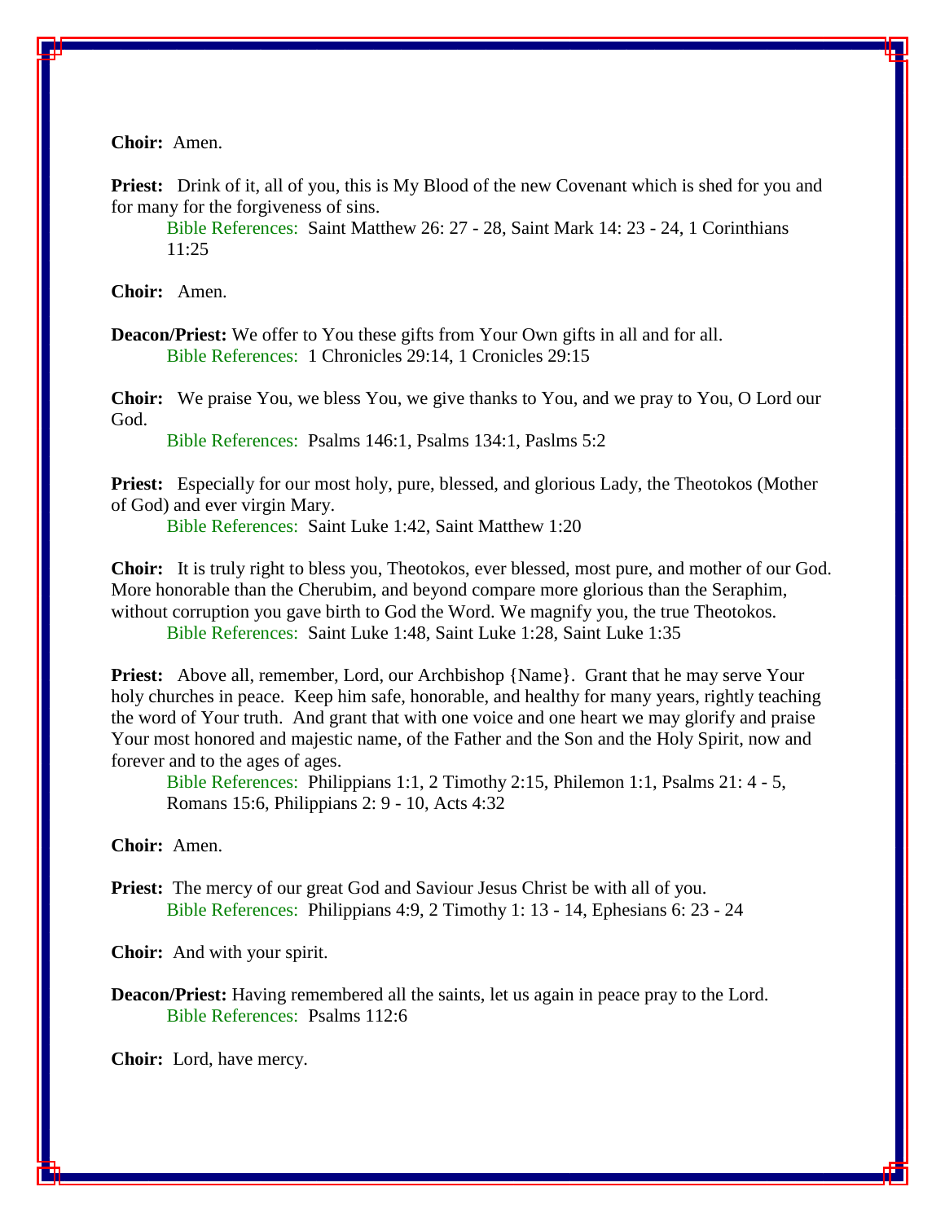**Choir:** Amen.

**Priest:** Drink of it, all of you, this is My Blood of the new Covenant which is shed for you and for many for the forgiveness of sins.

> Bible References: Saint Matthew 26: 27 - 28, Saint Mark 14: 23 - 24, 1 Corinthians 11:25

**Choir:** Amen.

**Deacon/Priest:** We offer to You these gifts from Your Own gifts in all and for all.

> Bible References: 1 Chronicles 29:14, 1 Cronicles 29:15

**Choir:** We praise You, we bless You, we give thanks to You, and we pray to You, O Lord our God.

> Bible References: Psalms 146:1, Psalms 134:1, Paslms 5:2

**Priest:** Especially for our most holy, pure, blessed, and glorious Lady, the Theotokos (Mother of God) and ever virgin Mary.

> Bible References: Saint Luke 1:42, Saint Matthew 1:20

**Choir:** It is truly right to bless you, Theotokos, ever blessed, most pure, and mother of our God. More honorable than the Cherubim, and beyond compare more glorious than the Seraphim, without corruption you gave birth to God the Word. We magnify you, the true Theotokos.

> Bible References: Saint Luke 1:48, Saint Luke 1:28, Saint Luke 1:35

**Priest:** Above all, remember, Lord, our Archbishop {Name}. Grant that he may serve Your holy churches in peace. Keep him safe, honorable, and healthy for many years, rightly teaching the word of Your truth. And grant that with one voice and one heart we may glorify and praise Your most honored and majestic name, of the Father and the Son and the Holy Spirit, now and forever and to the ages of ages.

> Bible References: Philippians 1:1, 2 Timothy 2:15, Philemon 1:1, Psalms 21: 4 - 5, Romans 15:6, Philippians 2: 9 - 10, Acts 4:32

**Choir:** Amen.

**Priest:** The mercy of our great God and Saviour Jesus Christ be with all of you.

> Bible References: Philippians 4:9, 2 Timothy 1: 13 - 14, Ephesians 6: 23 - 24

**Choir:** And with your spirit.

**Deacon/Priest:** Having remembered all the saints, let us again in peace pray to the Lord.

> Bible References: Psalms 112:6

**Choir:** Lord, have mercy.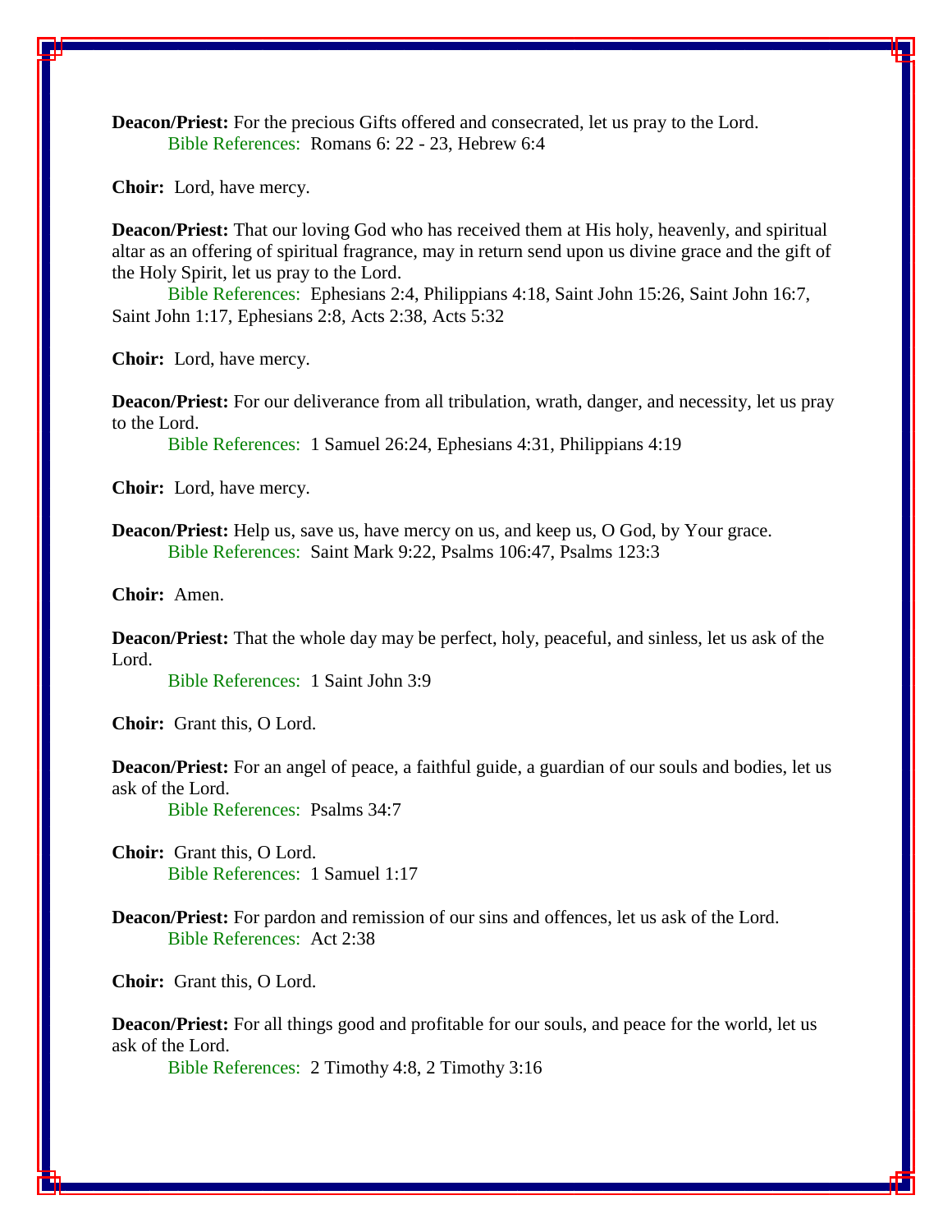**Deacon/Priest:** For the precious Gifts offered and consecrated, let us pray to the Lord.
Bible References: Romans 6: 22 - 23, Hebrew 6:4

**Choir:** Lord, have mercy.

**Deacon/Priest:** That our loving God who has received them at His holy, heavenly, and spiritual altar as an offering of spiritual fragrance, may in return send upon us divine grace and the gift of the Holy Spirit, let us pray to the Lord.
Bible References: Ephesians 2:4, Philippians 4:18, Saint John 15:26, Saint John 16:7, Saint John 1:17, Ephesians 2:8, Acts 2:38, Acts 5:32

**Choir:** Lord, have mercy.

**Deacon/Priest:** For our deliverance from all tribulation, wrath, danger, and necessity, let us pray to the Lord.
Bible References: 1 Samuel 26:24, Ephesians 4:31, Philippians 4:19

**Choir:** Lord, have mercy.

**Deacon/Priest:** Help us, save us, have mercy on us, and keep us, O God, by Your grace.
Bible References: Saint Mark 9:22, Psalms 106:47, Psalms 123:3

**Choir:** Amen.

**Deacon/Priest:** That the whole day may be perfect, holy, peaceful, and sinless, let us ask of the Lord.
Bible References: 1 Saint John 3:9

**Choir:** Grant this, O Lord.

**Deacon/Priest:** For an angel of peace, a faithful guide, a guardian of our souls and bodies, let us ask of the Lord.
Bible References: Psalms 34:7

**Choir:** Grant this, O Lord.
Bible References: 1 Samuel 1:17

**Deacon/Priest:** For pardon and remission of our sins and offences, let us ask of the Lord.
Bible References: Act 2:38

**Choir:** Grant this, O Lord.

**Deacon/Priest:** For all things good and profitable for our souls, and peace for the world, let us ask of the Lord.
Bible References: 2 Timothy 4:8, 2 Timothy 3:16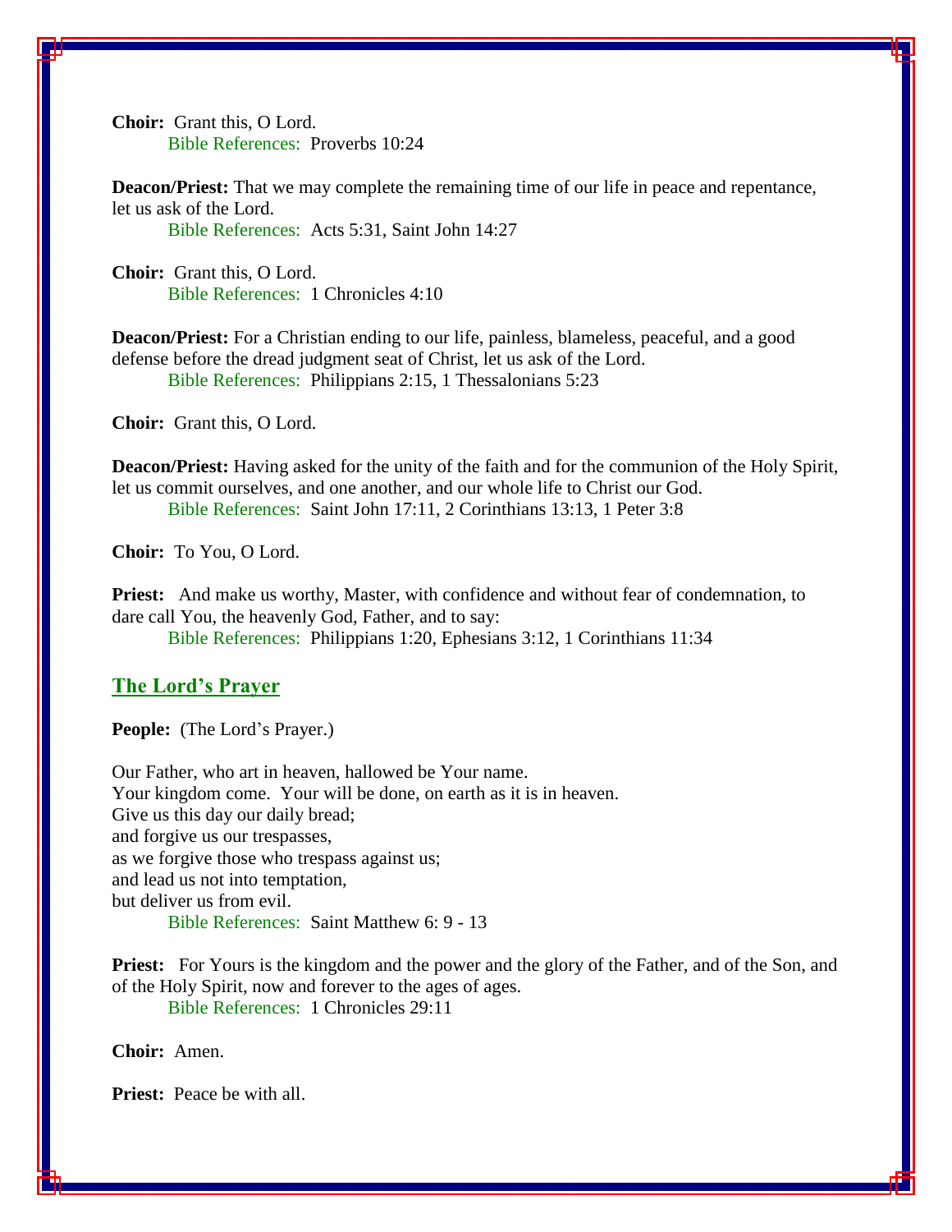**Choir:** Grant this, O Lord.
Bible References: Proverbs 10:24

**Deacon/Priest:** That we may complete the remaining time of our life in peace and repentance, let us ask of the Lord.
Bible References: Acts 5:31, Saint John 14:27

**Choir:** Grant this, O Lord.
Bible References: 1 Chronicles 4:10

**Deacon/Priest:** For a Christian ending to our life, painless, blameless, peaceful, and a good defense before the dread judgment seat of Christ, let us ask of the Lord.
Bible References: Philippians 2:15, 1 Thessalonians 5:23

**Choir:** Grant this, O Lord.

**Deacon/Priest:** Having asked for the unity of the faith and for the communion of the Holy Spirit, let us commit ourselves, and one another, and our whole life to Christ our God.
Bible References: Saint John 17:11, 2 Corinthians 13:13, 1 Peter 3:8

**Choir:** To You, O Lord.

**Priest:** And make us worthy, Master, with confidence and without fear of condemnation, to dare call You, the heavenly God, Father, and to say:
Bible References: Philippians 1:20, Ephesians 3:12, 1 Corinthians 11:34

## The Lord's Prayer

**People:** (The Lord's Prayer.)

Our Father, who art in heaven, hallowed be Your name.
Your kingdom come. Your will be done, on earth as it is in heaven.
Give us this day our daily bread;
and forgive us our trespasses,
as we forgive those who trespass against us;
and lead us not into temptation,
but deliver us from evil.
Bible References: Saint Matthew 6: 9 - 13

**Priest:** For Yours is the kingdom and the power and the glory of the Father, and of the Son, and of the Holy Spirit, now and forever to the ages of ages.
Bible References: 1 Chronicles 29:11

**Choir:** Amen.

**Priest:** Peace be with all.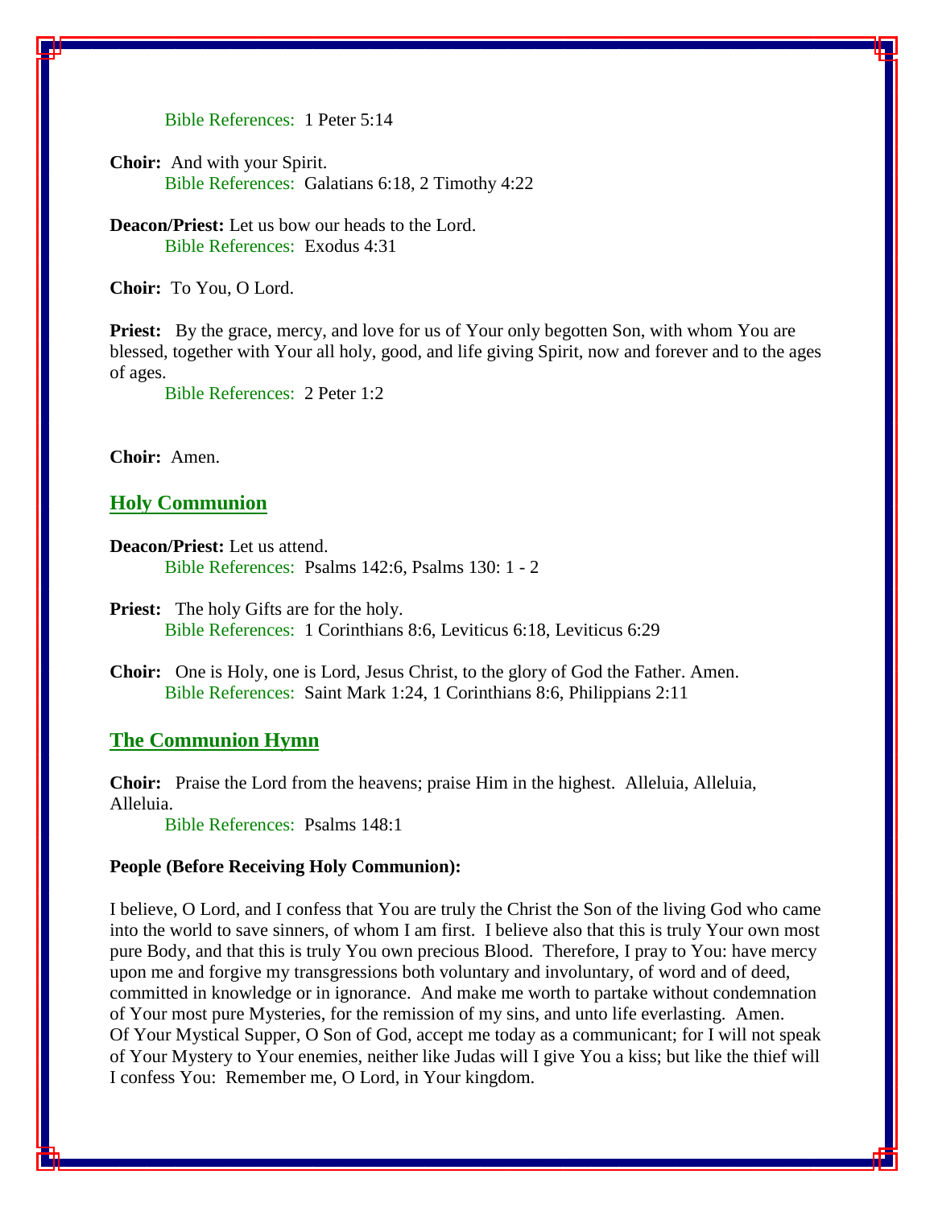Bible References: 1 Peter 5:14

**Choir:** And with your Spirit.
Bible References: Galatians 6:18, 2 Timothy 4:22

**Deacon/Priest:** Let us bow our heads to the Lord.
Bible References: Exodus 4:31

**Choir:** To You, O Lord.

**Priest:** By the grace, mercy, and love for us of Your only begotten Son, with whom You are blessed, together with Your all holy, good, and life giving Spirit, now and forever and to the ages of ages.
Bible References: 2 Peter 1:2

**Choir:** Amen.

## Holy Communion

**Deacon/Priest:** Let us attend.
Bible References: Psalms 142:6, Psalms 130: 1 - 2

**Priest:** The holy Gifts are for the holy.
Bible References: 1 Corinthians 8:6, Leviticus 6:18, Leviticus 6:29

**Choir:** One is Holy, one is Lord, Jesus Christ, to the glory of God the Father. Amen.
Bible References: Saint Mark 1:24, 1 Corinthians 8:6, Philippians 2:11

## The Communion Hymn

**Choir:** Praise the Lord from the heavens; praise Him in the highest. Alleluia, Alleluia, Alleluia.
Bible References: Psalms 148:1

**People (Before Receiving Holy Communion):**

I believe, O Lord, and I confess that You are truly the Christ the Son of the living God who came into the world to save sinners, of whom I am first. I believe also that this is truly Your own most pure Body, and that this is truly You own precious Blood. Therefore, I pray to You: have mercy upon me and forgive my transgressions both voluntary and involuntary, of word and of deed, committed in knowledge or in ignorance. And make me worth to partake without condemnation of Your most pure Mysteries, for the remission of my sins, and unto life everlasting. Amen.
Of Your Mystical Supper, O Son of God, accept me today as a communicant; for I will not speak of Your Mystery to Your enemies, neither like Judas will I give You a kiss; but like the thief will I confess You: Remember me, O Lord, in Your kingdom.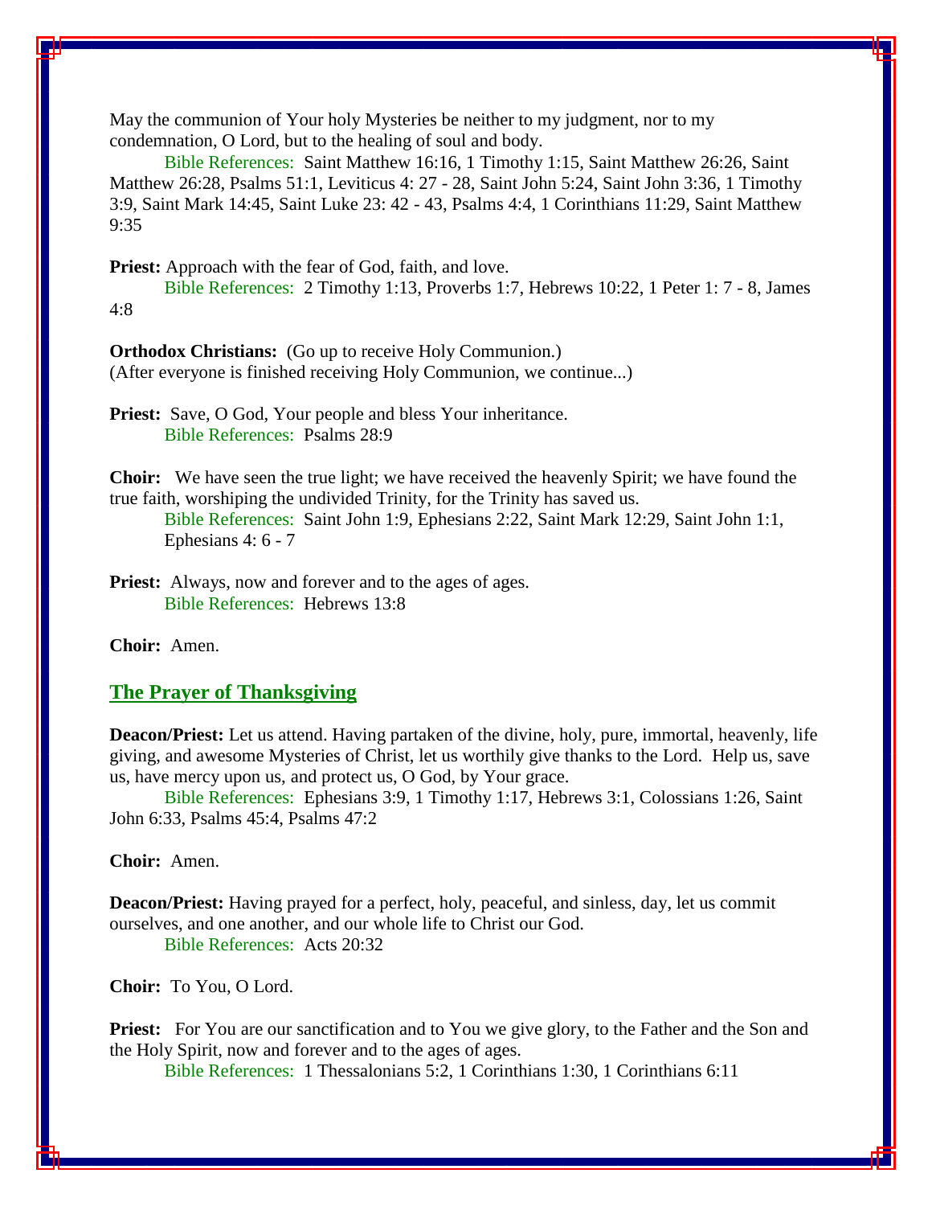May the communion of Your holy Mysteries be neither to my judgment, nor to my condemnation, O Lord, but to the healing of soul and body.

Bible References: Saint Matthew 16:16, 1 Timothy 1:15, Saint Matthew 26:26, Saint Matthew 26:28, Psalms 51:1, Leviticus 4: 27 - 28, Saint John 5:24, Saint John 3:36, 1 Timothy 3:9, Saint Mark 14:45, Saint Luke 23: 42 - 43, Psalms 4:4, 1 Corinthians 11:29, Saint Matthew 9:35

**Priest:** Approach with the fear of God, faith, and love.

Bible References: 2 Timothy 1:13, Proverbs 1:7, Hebrews 10:22, 1 Peter 1: 7 - 8, James 4:8

**Orthodox Christians:** (Go up to receive Holy Communion.)
(After everyone is finished receiving Holy Communion, we continue...)

**Priest:** Save, O God, Your people and bless Your inheritance.

Bible References: Psalms 28:9

**Choir:** We have seen the true light; we have received the heavenly Spirit; we have found the true faith, worshiping the undivided Trinity, for the Trinity has saved us.

Bible References: Saint John 1:9, Ephesians 2:22, Saint Mark 12:29, Saint John 1:1, Ephesians 4: 6 - 7

**Priest:** Always, now and forever and to the ages of ages.

Bible References: Hebrews 13:8

**Choir:** Amen.

## The Prayer of Thanksgiving

**Deacon/Priest:** Let us attend. Having partaken of the divine, holy, pure, immortal, heavenly, life giving, and awesome Mysteries of Christ, let us worthily give thanks to the Lord. Help us, save us, have mercy upon us, and protect us, O God, by Your grace.

Bible References: Ephesians 3:9, 1 Timothy 1:17, Hebrews 3:1, Colossians 1:26, Saint John 6:33, Psalms 45:4, Psalms 47:2

**Choir:** Amen.

**Deacon/Priest:** Having prayed for a perfect, holy, peaceful, and sinless, day, let us commit ourselves, and one another, and our whole life to Christ our God.

Bible References: Acts 20:32

**Choir:** To You, O Lord.

**Priest:** For You are our sanctification and to You we give glory, to the Father and the Son and the Holy Spirit, now and forever and to the ages of ages.

Bible References: 1 Thessalonians 5:2, 1 Corinthians 1:30, 1 Corinthians 6:11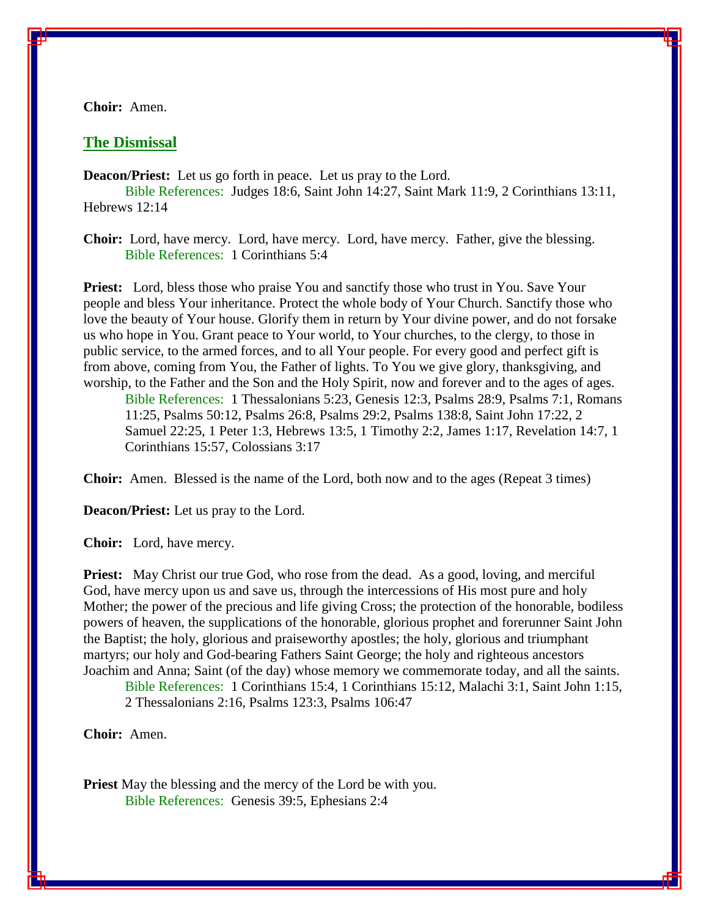**Choir:** Amen.

## The Dismissal

**Deacon/Priest:** Let us go forth in peace. Let us pray to the Lord.
Bible References: Judges 18:6, Saint John 14:27, Saint Mark 11:9, 2 Corinthians 13:11, Hebrews 12:14

**Choir:** Lord, have mercy. Lord, have mercy. Lord, have mercy. Father, give the blessing.
Bible References: 1 Corinthians 5:4

**Priest:** Lord, bless those who praise You and sanctify those who trust in You. Save Your people and bless Your inheritance. Protect the whole body of Your Church. Sanctify those who love the beauty of Your house. Glorify them in return by Your divine power, and do not forsake us who hope in You. Grant peace to Your world, to Your churches, to the clergy, to those in public service, to the armed forces, and to all Your people. For every good and perfect gift is from above, coming from You, the Father of lights. To You we give glory, thanksgiving, and worship, to the Father and the Son and the Holy Spirit, now and forever and to the ages of ages.
Bible References: 1 Thessalonians 5:23, Genesis 12:3, Psalms 28:9, Psalms 7:1, Romans 11:25, Psalms 50:12, Psalms 26:8, Psalms 29:2, Psalms 138:8, Saint John 17:22, 2 Samuel 22:25, 1 Peter 1:3, Hebrews 13:5, 1 Timothy 2:2, James 1:17, Revelation 14:7, 1 Corinthians 15:57, Colossians 3:17

**Choir:** Amen. Blessed is the name of the Lord, both now and to the ages (Repeat 3 times)

**Deacon/Priest:** Let us pray to the Lord.

**Choir:** Lord, have mercy.

**Priest:** May Christ our true God, who rose from the dead. As a good, loving, and merciful God, have mercy upon us and save us, through the intercessions of His most pure and holy Mother; the power of the precious and life giving Cross; the protection of the honorable, bodiless powers of heaven, the supplications of the honorable, glorious prophet and forerunner Saint John the Baptist; the holy, glorious and praiseworthy apostles; the holy, glorious and triumphant martyrs; our holy and God-bearing Fathers Saint George; the holy and righteous ancestors Joachim and Anna; Saint (of the day) whose memory we commemorate today, and all the saints.
Bible References: 1 Corinthians 15:4, 1 Corinthians 15:12, Malachi 3:1, Saint John 1:15, 2 Thessalonians 2:16, Psalms 123:3, Psalms 106:47

**Choir:** Amen.

**Priest** May the blessing and the mercy of the Lord be with you.
Bible References: Genesis 39:5, Ephesians 2:4